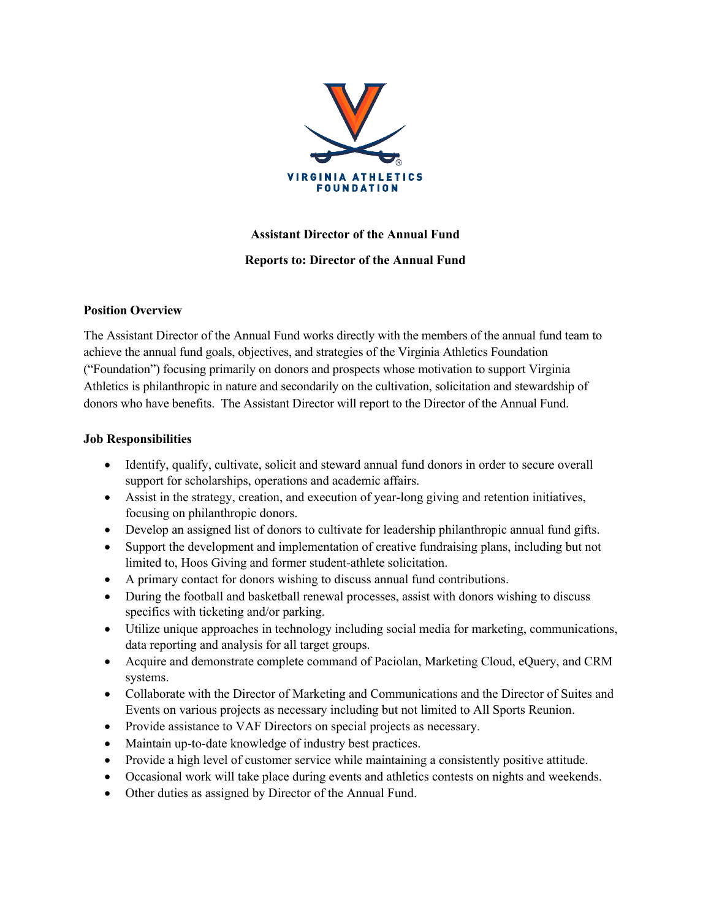VIRGINIA ATHLETICS FOUNDATION

**Assistant Director of the Annual Fund**

**Reports to: Director of the Annual Fund**

**Position Overview**

The Assistant Director of the Annual Fund works directly with the members of the annual fund team to achieve the annual fund goals, objectives, and strategies of the Virginia Athletics Foundation ("Foundation") focusing primarily on donors and prospects whose motivation to support Virginia Athletics is philanthropic in nature and secondarily on the cultivation, solicitation and stewardship of donors who have benefits. The Assistant Director will report to the Director of the Annual Fund.

**Job Responsibilities**

- Identify, qualify, cultivate, solicit and steward annual fund donors in order to secure overall support for scholarships, operations and academic affairs.
- Assist in the strategy, creation, and execution of year-long giving and retention initiatives, focusing on philanthropic donors.
- Develop an assigned list of donors to cultivate for leadership philanthropic annual fund gifts.
- Support the development and implementation of creative fundraising plans, including but not limited to, Hoos Giving and former student-athlete solicitation.
- A primary contact for donors wishing to discuss annual fund contributions.
- During the football and basketball renewal processes, assist with donors wishing to discuss specifics with ticketing and/or parking.
- Utilize unique approaches in technology including social media for marketing, communications, data reporting and analysis for all target groups.
- Acquire and demonstrate complete command of Paciolan, Marketing Cloud, eQuery, and CRM systems.
- Collaborate with the Director of Marketing and Communications and the Director of Suites and Events on various projects as necessary including but not limited to All Sports Reunion.
- Provide assistance to VAF Directors on special projects as necessary.
- Maintain up-to-date knowledge of industry best practices.
- Provide a high level of customer service while maintaining a consistently positive attitude.
- Occasional work will take place during events and athletics contests on nights and weekends.
- Other duties as assigned by Director of the Annual Fund.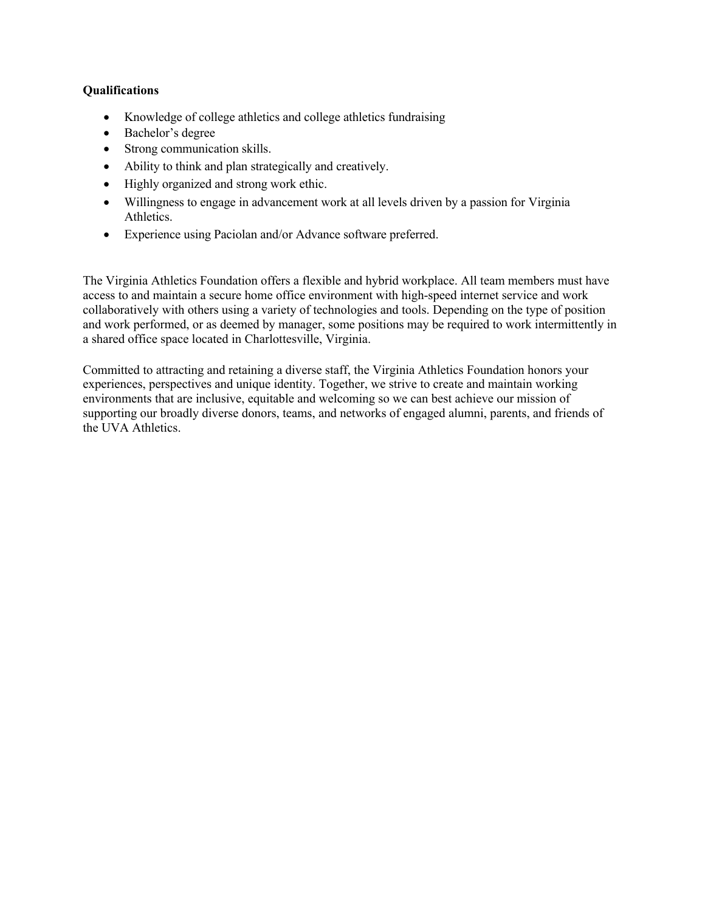**Qualifications**

- Knowledge of college athletics and college athletics fundraising
- Bachelor's degree
- Strong communication skills.
- Ability to think and plan strategically and creatively.
- Highly organized and strong work ethic.
- Willingness to engage in advancement work at all levels driven by a passion for Virginia Athletics.
- Experience using Paciolan and/or Advance software preferred.

The Virginia Athletics Foundation offers a flexible and hybrid workplace. All team members must have access to and maintain a secure home office environment with high-speed internet service and work collaboratively with others using a variety of technologies and tools. Depending on the type of position and work performed, or as deemed by manager, some positions may be required to work intermittently in a shared office space located in Charlottesville, Virginia.

Committed to attracting and retaining a diverse staff, the Virginia Athletics Foundation honors your experiences, perspectives and unique identity. Together, we strive to create and maintain working environments that are inclusive, equitable and welcoming so we can best achieve our mission of supporting our broadly diverse donors, teams, and networks of engaged alumni, parents, and friends of the UVA Athletics.